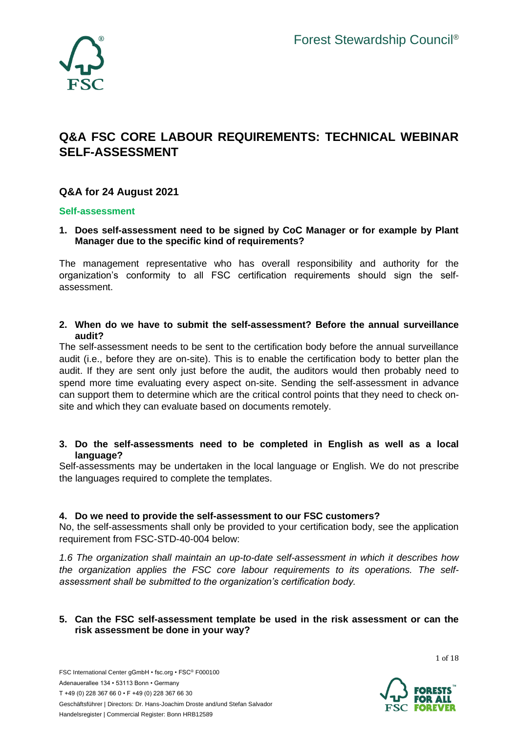Forest Stewardship Council®

# Q&A FSC CORE LABOUR REQUIREMENTS: TECHNICAL WEBINAR SELF-ASSESSMENT

## Q&A for 24 August 2021

### Self-assessment

**1. Does self-assessment need to be signed by CoC Manager or for example by Plant Manager due to the specific kind of requirements?**

The management representative who has overall responsibility and authority for the organization's conformity to all FSC certification requirements should sign the self-assessment.

**2. When do we have to submit the self-assessment? Before the annual surveillance audit?**

The self-assessment needs to be sent to the certification body before the annual surveillance audit (i.e., before they are on-site). This is to enable the certification body to better plan the audit. If they are sent only just before the audit, the auditors would then probably need to spend more time evaluating every aspect on-site. Sending the self-assessment in advance can support them to determine which are the critical control points that they need to check on-site and which they can evaluate based on documents remotely.

**3. Do the self-assessments need to be completed in English as well as a local language?**

Self-assessments may be undertaken in the local language or English. We do not prescribe the languages required to complete the templates.

**4. Do we need to provide the self-assessment to our FSC customers?**

No, the self-assessments shall only be provided to your certification body, see the application requirement from FSC-STD-40-004 below:

*1.6 The organization shall maintain an up-to-date self-assessment in which it describes how the organization applies the FSC core labour requirements to its operations. The self-assessment shall be submitted to the organization's certification body.*

**5. Can the FSC self-assessment template be used in the risk assessment or can the risk assessment be done in your way?**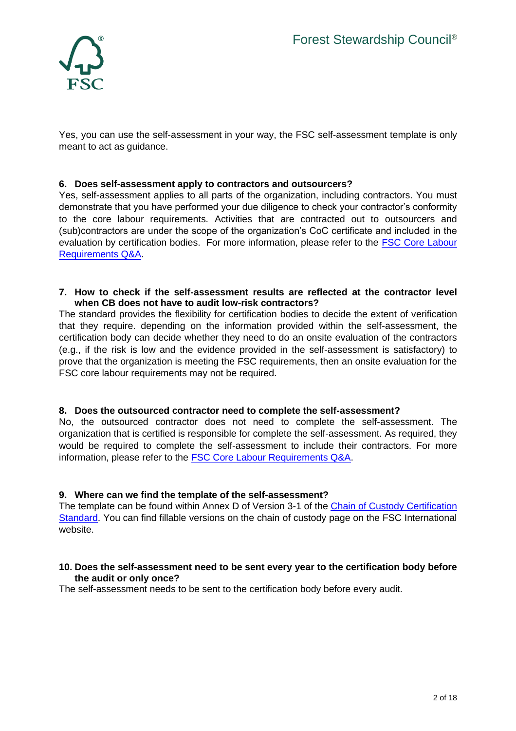Yes, you can use the self-assessment in your way, the FSC self-assessment template is only meant to act as guidance.

**6. Does self-assessment apply to contractors and outsourcers?**

Yes, self-assessment applies to all parts of the organization, including contractors. You must demonstrate that you have performed your due diligence to check your contractor's conformity to the core labour requirements. Activities that are contracted out to outsourcers and (sub)contractors are under the scope of the organization's CoC certificate and included in the evaluation by certification bodies. For more information, please refer to the FSC Core Labour Requirements Q&A.

**7. How to check if the self-assessment results are reflected at the contractor level when CB does not have to audit low-risk contractors?**

The standard provides the flexibility for certification bodies to decide the extent of verification that they require. depending on the information provided within the self-assessment, the certification body can decide whether they need to do an onsite evaluation of the contractors (e.g., if the risk is low and the evidence provided in the self-assessment is satisfactory) to prove that the organization is meeting the FSC requirements, then an onsite evaluation for the FSC core labour requirements may not be required.

**8. Does the outsourced contractor need to complete the self-assessment?**

No, the outsourced contractor does not need to complete the self-assessment. The organization that is certified is responsible for complete the self-assessment. As required, they would be required to complete the self-assessment to include their contractors. For more information, please refer to the FSC Core Labour Requirements Q&A.

**9. Where can we find the template of the self-assessment?**

The template can be found within Annex D of Version 3-1 of the Chain of Custody Certification Standard. You can find fillable versions on the chain of custody page on the FSC International website.

**10. Does the self-assessment need to be sent every year to the certification body before the audit or only once?**

The self-assessment needs to be sent to the certification body before every audit.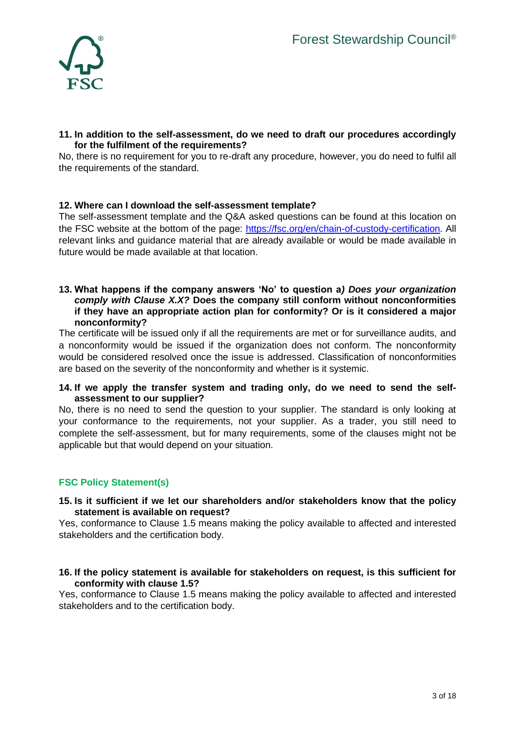**11. In addition to the self-assessment, do we need to draft our procedures accordingly for the fulfilment of the requirements?**

No, there is no requirement for you to re-draft any procedure, however, you do need to fulfil all the requirements of the standard.

**12. Where can I download the self-assessment template?**

The self-assessment template and the Q&A asked questions can be found at this location on the FSC website at the bottom of the page: [https://fsc.org/en/chain-of-custody-certification](https://fsc.org/en/chain-of-custody-certification). All relevant links and guidance material that are already available or would be made available in future would be made available at that location.

**13. What happens if the company answers 'No' to question a*) Does your organization comply with Clause X.X?* Does the company still conform without nonconformities if they have an appropriate action plan for conformity? Or is it considered a major nonconformity?**

The certificate will be issued only if all the requirements are met or for surveillance audits, and a nonconformity would be issued if the organization does not conform. The nonconformity would be considered resolved once the issue is addressed. Classification of nonconformities are based on the severity of the nonconformity and whether is it systemic.

**14. If we apply the transfer system and trading only, do we need to send the self-assessment to our supplier?**

No, there is no need to send the question to your supplier. The standard is only looking at your conformance to the requirements, not your supplier. As a trader, you still need to complete the self-assessment, but for many requirements, some of the clauses might not be applicable but that would depend on your situation.

## FSC Policy Statement(s)

**15. Is it sufficient if we let our shareholders and/or stakeholders know that the policy statement is available on request?**

Yes, conformance to Clause 1.5 means making the policy available to affected and interested stakeholders and the certification body.

**16. If the policy statement is available for stakeholders on request, is this sufficient for conformity with clause 1.5?**

Yes, conformance to Clause 1.5 means making the policy available to affected and interested stakeholders and to the certification body.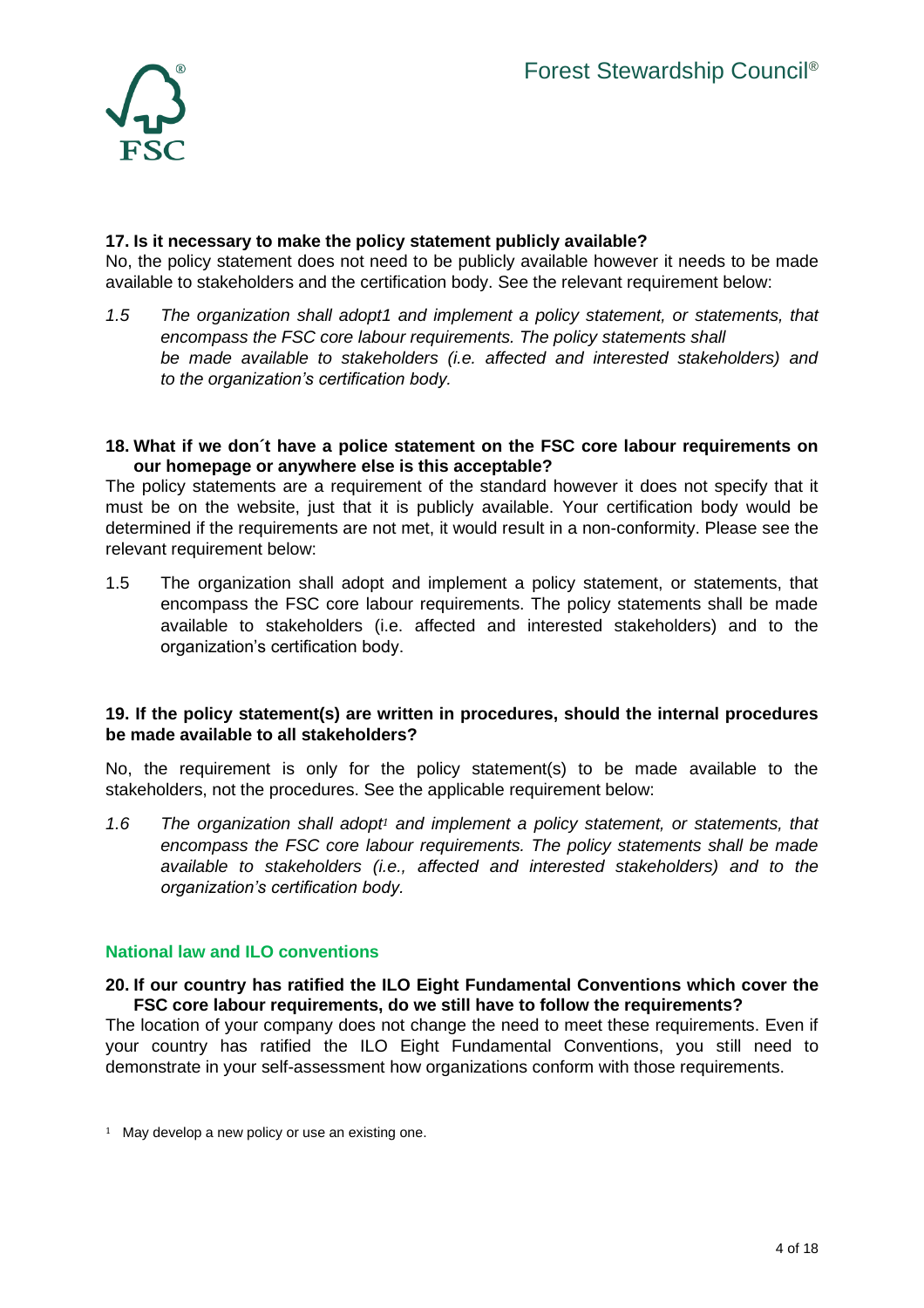**17. Is it necessary to make the policy statement publicly available?**

No, the policy statement does not need to be publicly available however it needs to be made available to stakeholders and the certification body. See the relevant requirement below:

*1.5 The organization shall adopt1 and implement a policy statement, or statements, that encompass the FSC core labour requirements. The policy statements shall be made available to stakeholders (i.e. affected and interested stakeholders) and to the organization's certification body.*

**18. What if we don´t have a police statement on the FSC core labour requirements on our homepage or anywhere else is this acceptable?**

The policy statements are a requirement of the standard however it does not specify that it must be on the website, just that it is publicly available. Your certification body would be determined if the requirements are not met, it would result in a non-conformity. Please see the relevant requirement below:

1.5 The organization shall adopt and implement a policy statement, or statements, that encompass the FSC core labour requirements. The policy statements shall be made available to stakeholders (i.e. affected and interested stakeholders) and to the organization's certification body.

**19. If the policy statement(s) are written in procedures, should the internal procedures be made available to all stakeholders?**

No, the requirement is only for the policy statement(s) to be made available to the stakeholders, not the procedures. See the applicable requirement below:

*1.6 The organization shall adopt[1] and implement a policy statement, or statements, that encompass the FSC core labour requirements. The policy statements shall be made available to stakeholders (i.e., affected and interested stakeholders) and to the organization's certification body.*

## National law and ILO conventions

**20. If our country has ratified the ILO Eight Fundamental Conventions which cover the FSC core labour requirements, do we still have to follow the requirements?**

The location of your company does not change the need to meet these requirements. Even if your country has ratified the ILO Eight Fundamental Conventions, you still need to demonstrate in your self-assessment how organizations conform with those requirements.

[1] May develop a new policy or use an existing one.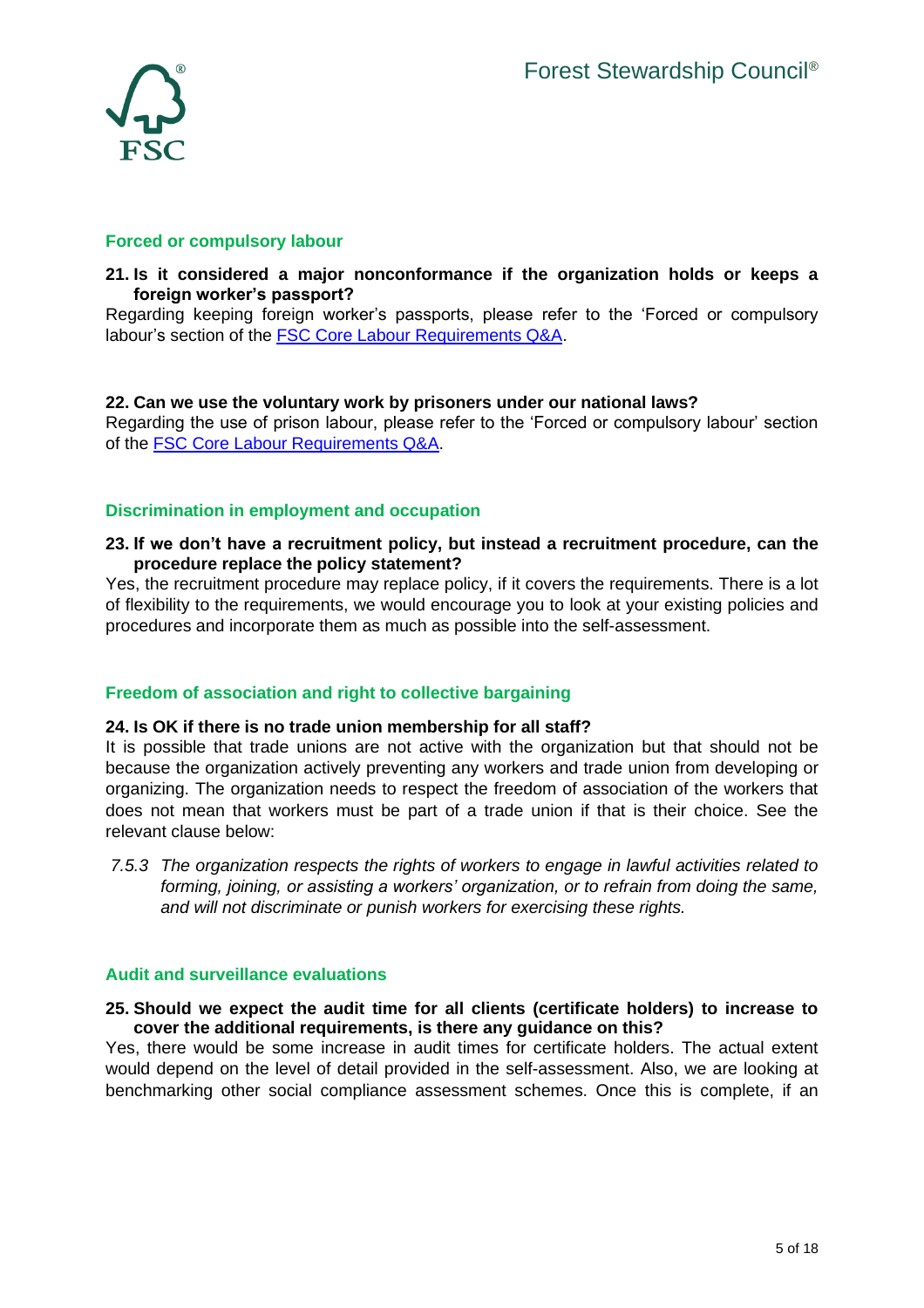## Forced or compulsory labour

**21. Is it considered a major nonconformance if the organization holds or keeps a foreign worker's passport?**

Regarding keeping foreign worker's passports, please refer to the 'Forced or compulsory labour's section of the [FSC Core Labour Requirements Q&A](#).

**22. Can we use the voluntary work by prisoners under our national laws?**

Regarding the use of prison labour, please refer to the 'Forced or compulsory labour' section of the [FSC Core Labour Requirements Q&A](#).

## Discrimination in employment and occupation

**23. If we don't have a recruitment policy, but instead a recruitment procedure, can the procedure replace the policy statement?**

Yes, the recruitment procedure may replace policy, if it covers the requirements. There is a lot of flexibility to the requirements, we would encourage you to look at your existing policies and procedures and incorporate them as much as possible into the self-assessment.

## Freedom of association and right to collective bargaining

**24. Is OK if there is no trade union membership for all staff?**

It is possible that trade unions are not active with the organization but that should not be because the organization actively preventing any workers and trade union from developing or organizing. The organization needs to respect the freedom of association of the workers that does not mean that workers must be part of a trade union if that is their choice. See the relevant clause below:

> *7.5.3 The organization respects the rights of workers to engage in lawful activities related to forming, joining, or assisting a workers' organization, or to refrain from doing the same, and will not discriminate or punish workers for exercising these rights.*

## Audit and surveillance evaluations

**25. Should we expect the audit time for all clients (certificate holders) to increase to cover the additional requirements, is there any guidance on this?**

Yes, there would be some increase in audit times for certificate holders. The actual extent would depend on the level of detail provided in the self-assessment. Also, we are looking at benchmarking other social compliance assessment schemes. Once this is complete, if an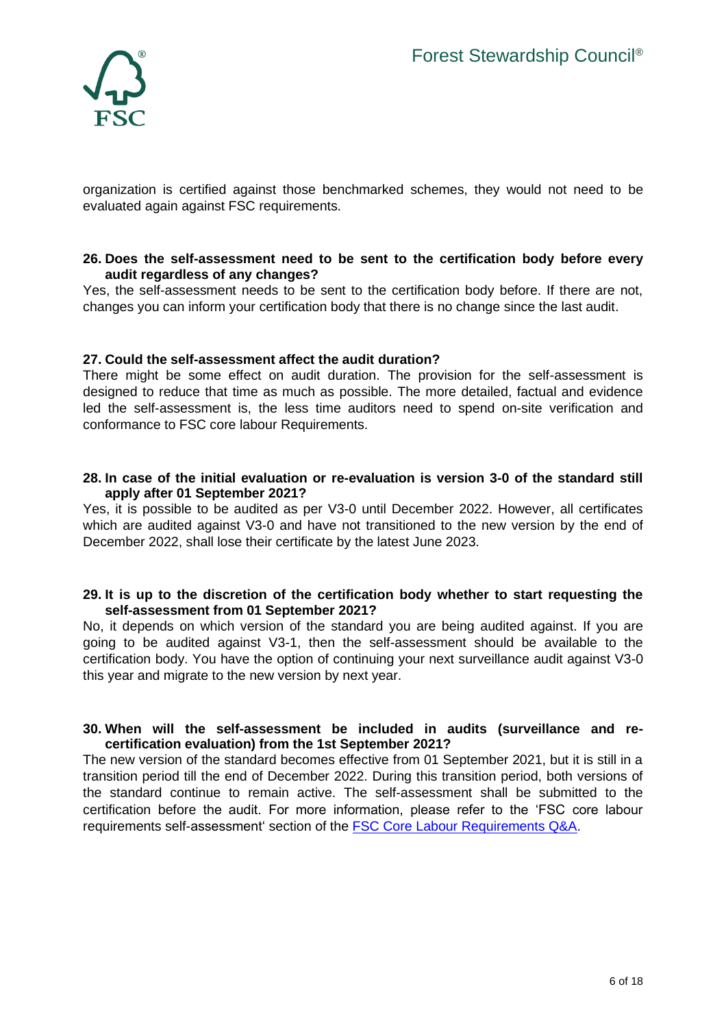organization is certified against those benchmarked schemes, they would not need to be evaluated again against FSC requirements.

**26. Does the self-assessment need to be sent to the certification body before every audit regardless of any changes?**

Yes, the self-assessment needs to be sent to the certification body before. If there are not, changes you can inform your certification body that there is no change since the last audit.

**27. Could the self-assessment affect the audit duration?**

There might be some effect on audit duration. The provision for the self-assessment is designed to reduce that time as much as possible. The more detailed, factual and evidence led the self-assessment is, the less time auditors need to spend on-site verification and conformance to FSC core labour Requirements.

**28. In case of the initial evaluation or re-evaluation is version 3-0 of the standard still apply after 01 September 2021?**

Yes, it is possible to be audited as per V3-0 until December 2022. However, all certificates which are audited against V3-0 and have not transitioned to the new version by the end of December 2022, shall lose their certificate by the latest June 2023.

**29. It is up to the discretion of the certification body whether to start requesting the self-assessment from 01 September 2021?**

No, it depends on which version of the standard you are being audited against. If you are going to be audited against V3-1, then the self-assessment should be available to the certification body. You have the option of continuing your next surveillance audit against V3-0 this year and migrate to the new version by next year.

**30. When will the self-assessment be included in audits (surveillance and re-certification evaluation) from the 1st September 2021?**

The new version of the standard becomes effective from 01 September 2021, but it is still in a transition period till the end of December 2022. During this transition period, both versions of the standard continue to remain active. The self-assessment shall be submitted to the certification before the audit. For more information, please refer to the 'FSC core labour requirements self-assessment' section of the [FSC Core Labour Requirements Q&A](FSC Core Labour Requirements Q&A).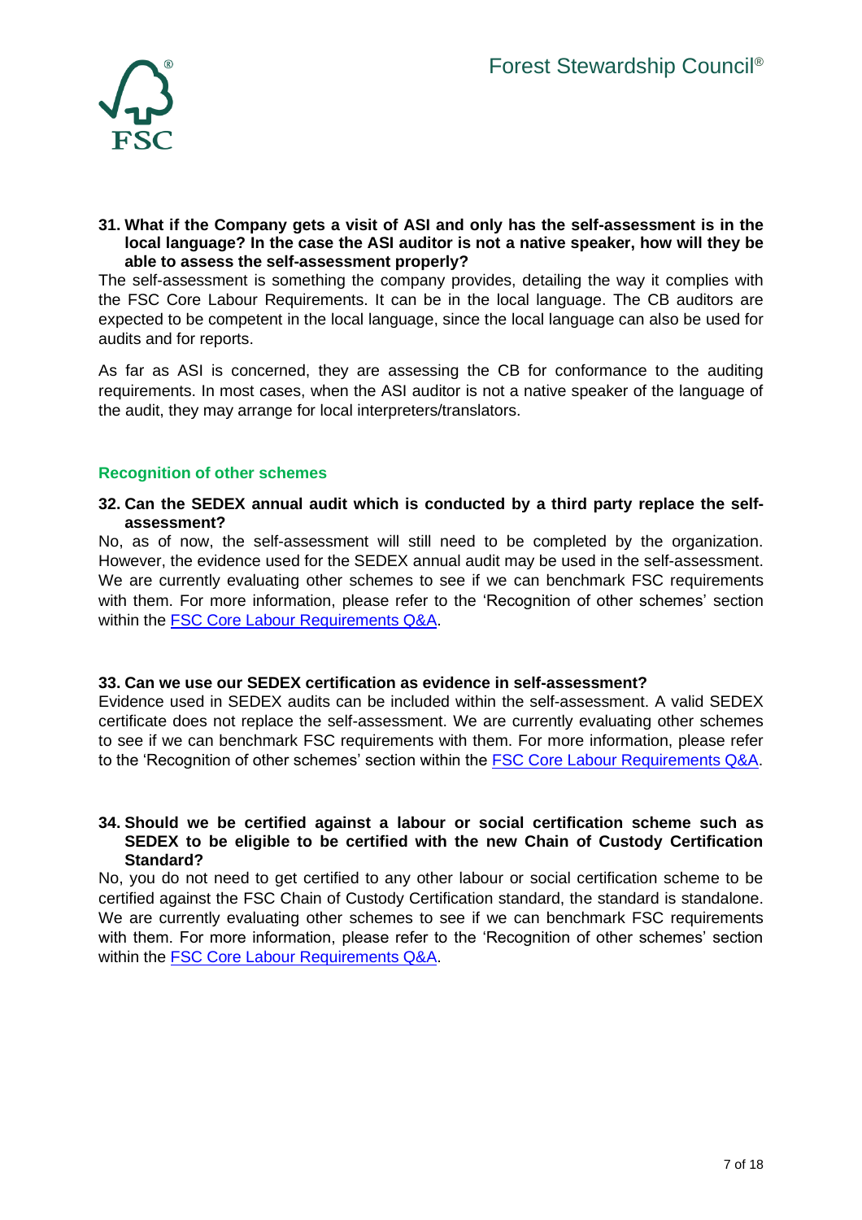**31. What if the Company gets a visit of ASI and only has the self-assessment is in the local language? In the case the ASI auditor is not a native speaker, how will they be able to assess the self-assessment properly?**

The self-assessment is something the company provides, detailing the way it complies with the FSC Core Labour Requirements. It can be in the local language. The CB auditors are expected to be competent in the local language, since the local language can also be used for audits and for reports.

As far as ASI is concerned, they are assessing the CB for conformance to the auditing requirements. In most cases, when the ASI auditor is not a native speaker of the language of the audit, they may arrange for local interpreters/translators.

## Recognition of other schemes

**32. Can the SEDEX annual audit which is conducted by a third party replace the self-assessment?**

No, as of now, the self-assessment will still need to be completed by the organization. However, the evidence used for the SEDEX annual audit may be used in the self-assessment. We are currently evaluating other schemes to see if we can benchmark FSC requirements with them. For more information, please refer to the 'Recognition of other schemes' section within the [FSC Core Labour Requirements Q&A](FSC Core Labour Requirements Q&A).

**33. Can we use our SEDEX certification as evidence in self-assessment?**

Evidence used in SEDEX audits can be included within the self-assessment. A valid SEDEX certificate does not replace the self-assessment. We are currently evaluating other schemes to see if we can benchmark FSC requirements with them. For more information, please refer to the 'Recognition of other schemes' section within the [FSC Core Labour Requirements Q&A](FSC Core Labour Requirements Q&A).

**34. Should we be certified against a labour or social certification scheme such as SEDEX to be eligible to be certified with the new Chain of Custody Certification Standard?**

No, you do not need to get certified to any other labour or social certification scheme to be certified against the FSC Chain of Custody Certification standard, the standard is standalone. We are currently evaluating other schemes to see if we can benchmark FSC requirements with them. For more information, please refer to the 'Recognition of other schemes' section within the [FSC Core Labour Requirements Q&A](FSC Core Labour Requirements Q&A).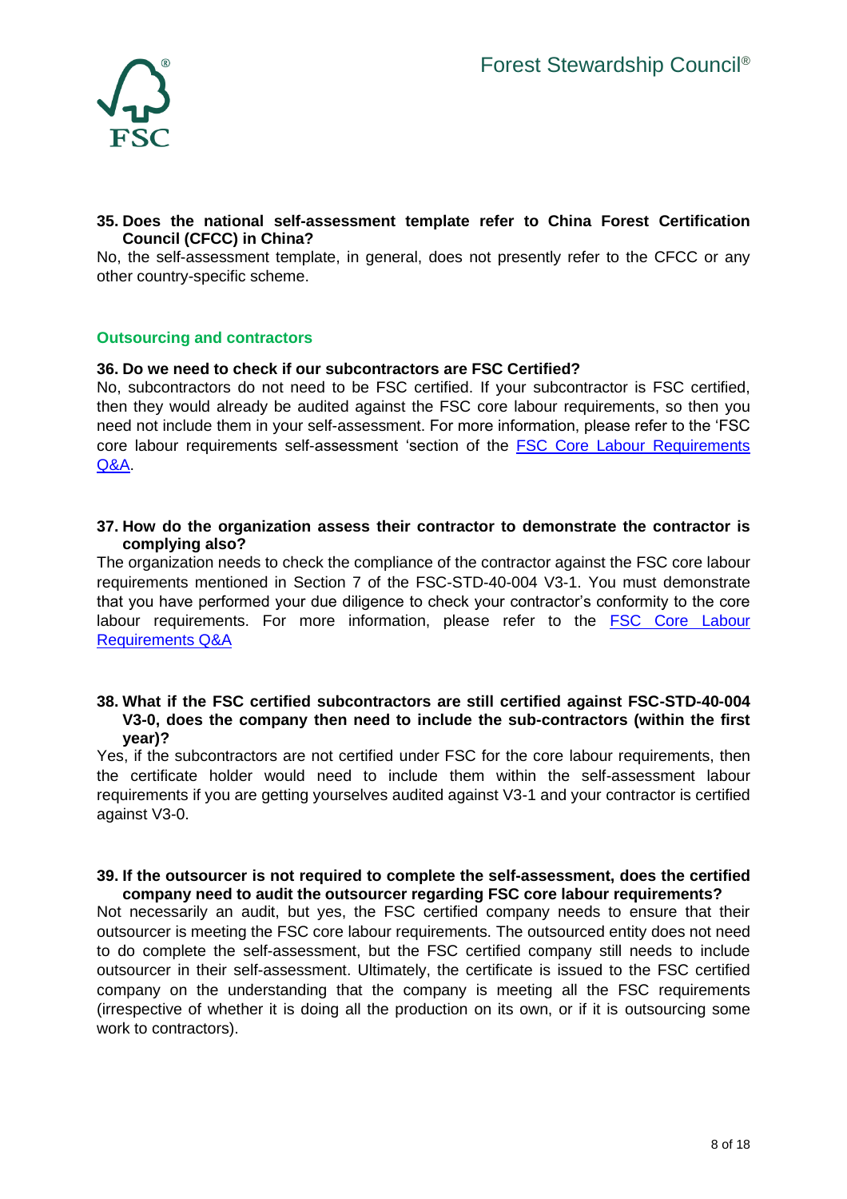**35. Does the national self-assessment template refer to China Forest Certification Council (CFCC) in China?**

No, the self-assessment template, in general, does not presently refer to the CFCC or any other country-specific scheme.

## Outsourcing and contractors

**36. Do we need to check if our subcontractors are FSC Certified?**

No, subcontractors do not need to be FSC certified. If your subcontractor is FSC certified, then they would already be audited against the FSC core labour requirements, so then you need not include them in your self-assessment. For more information, please refer to the 'FSC core labour requirements self-assessment 'section of the FSC Core Labour Requirements Q&A.

**37. How do the organization assess their contractor to demonstrate the contractor is complying also?**

The organization needs to check the compliance of the contractor against the FSC core labour requirements mentioned in Section 7 of the FSC-STD-40-004 V3-1. You must demonstrate that you have performed your due diligence to check your contractor's conformity to the core labour requirements. For more information, please refer to the FSC Core Labour Requirements Q&A

**38. What if the FSC certified subcontractors are still certified against FSC-STD-40-004 V3-0, does the company then need to include the sub-contractors (within the first year)?**

Yes, if the subcontractors are not certified under FSC for the core labour requirements, then the certificate holder would need to include them within the self-assessment labour requirements if you are getting yourselves audited against V3-1 and your contractor is certified against V3-0.

**39. If the outsourcer is not required to complete the self-assessment, does the certified company need to audit the outsourcer regarding FSC core labour requirements?**

Not necessarily an audit, but yes, the FSC certified company needs to ensure that their outsourcer is meeting the FSC core labour requirements. The outsourced entity does not need to do complete the self-assessment, but the FSC certified company still needs to include outsourcer in their self-assessment. Ultimately, the certificate is issued to the FSC certified company on the understanding that the company is meeting all the FSC requirements (irrespective of whether it is doing all the production on its own, or if it is outsourcing some work to contractors).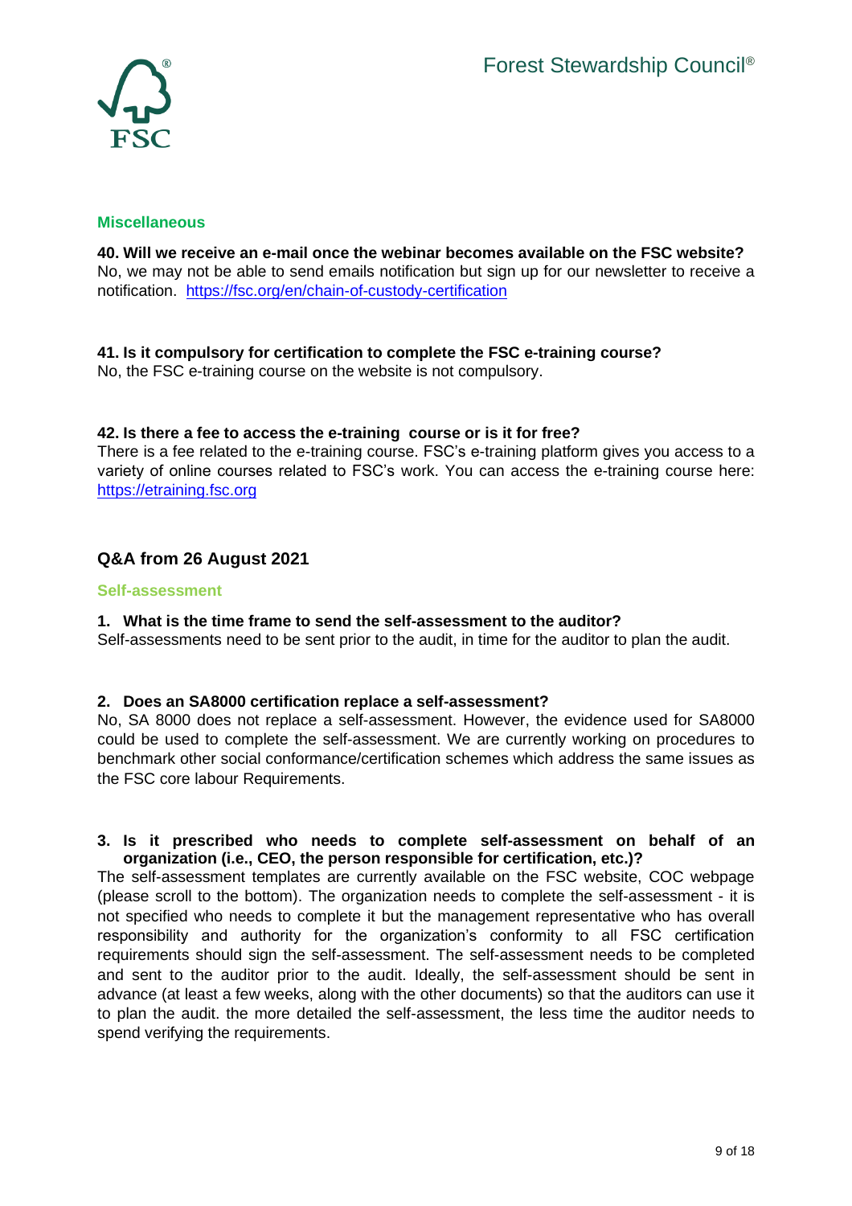### Miscellaneous

**40. Will we receive an e-mail once the webinar becomes available on the FSC website?**
No, we may not be able to send emails notification but sign up for our newsletter to receive a notification. https://fsc.org/en/chain-of-custody-certification

**41. Is it compulsory for certification to complete the FSC e-training course?**
No, the FSC e-training course on the website is not compulsory.

**42. Is there a fee to access the e-training course or is it for free?**
There is a fee related to the e-training course. FSC's e-training platform gives you access to a variety of online courses related to FSC's work. You can access the e-training course here: https://etraining.fsc.org

## Q&A from 26 August 2021

### Self-assessment

**1. What is the time frame to send the self-assessment to the auditor?**
Self-assessments need to be sent prior to the audit, in time for the auditor to plan the audit.

**2. Does an SA8000 certification replace a self-assessment?**
No, SA 8000 does not replace a self-assessment. However, the evidence used for SA8000 could be used to complete the self-assessment. We are currently working on procedures to benchmark other social conformance/certification schemes which address the same issues as the FSC core labour Requirements.

**3. Is it prescribed who needs to complete self-assessment on behalf of an organization (i.e., CEO, the person responsible for certification, etc.)?**
The self-assessment templates are currently available on the FSC website, COC webpage (please scroll to the bottom). The organization needs to complete the self-assessment - it is not specified who needs to complete it but the management representative who has overall responsibility and authority for the organization's conformity to all FSC certification requirements should sign the self-assessment. The self-assessment needs to be completed and sent to the auditor prior to the audit. Ideally, the self-assessment should be sent in advance (at least a few weeks, along with the other documents) so that the auditors can use it to plan the audit. the more detailed the self-assessment, the less time the auditor needs to spend verifying the requirements.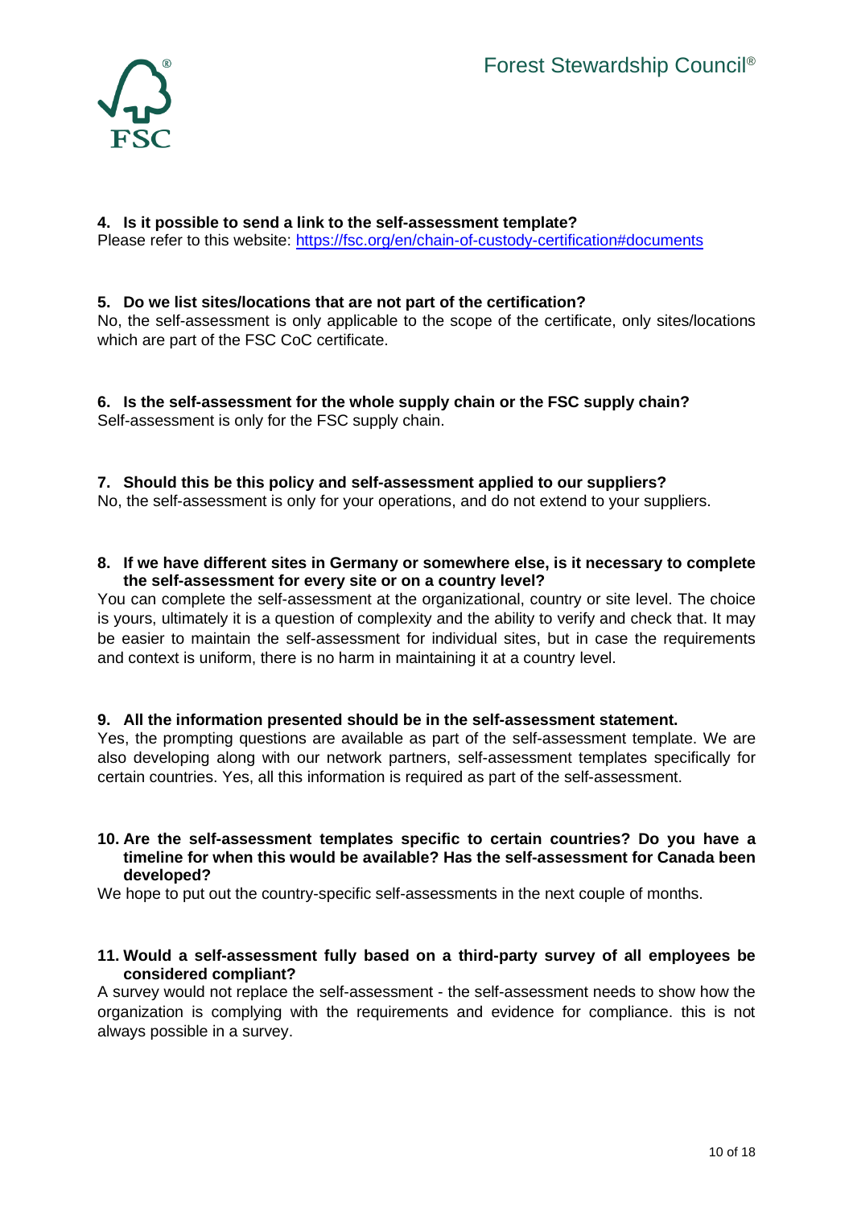**4. Is it possible to send a link to the self-assessment template?**
Please refer to this website: [https://fsc.org/en/chain-of-custody-certification#documents](https://fsc.org/en/chain-of-custody-certification#documents)

**5. Do we list sites/locations that are not part of the certification?**
No, the self-assessment is only applicable to the scope of the certificate, only sites/locations which are part of the FSC CoC certificate.

**6. Is the self-assessment for the whole supply chain or the FSC supply chain?**
Self-assessment is only for the FSC supply chain.

**7. Should this be this policy and self-assessment applied to our suppliers?**
No, the self-assessment is only for your operations, and do not extend to your suppliers.

**8. If we have different sites in Germany or somewhere else, is it necessary to complete the self-assessment for every site or on a country level?**
You can complete the self-assessment at the organizational, country or site level. The choice is yours, ultimately it is a question of complexity and the ability to verify and check that. It may be easier to maintain the self-assessment for individual sites, but in case the requirements and context is uniform, there is no harm in maintaining it at a country level.

**9. All the information presented should be in the self-assessment statement.**
Yes, the prompting questions are available as part of the self-assessment template. We are also developing along with our network partners, self-assessment templates specifically for certain countries. Yes, all this information is required as part of the self-assessment.

**10. Are the self-assessment templates specific to certain countries? Do you have a timeline for when this would be available? Has the self-assessment for Canada been developed?**
We hope to put out the country-specific self-assessments in the next couple of months.

**11. Would a self-assessment fully based on a third-party survey of all employees be considered compliant?**
A survey would not replace the self-assessment - the self-assessment needs to show how the organization is complying with the requirements and evidence for compliance. this is not always possible in a survey.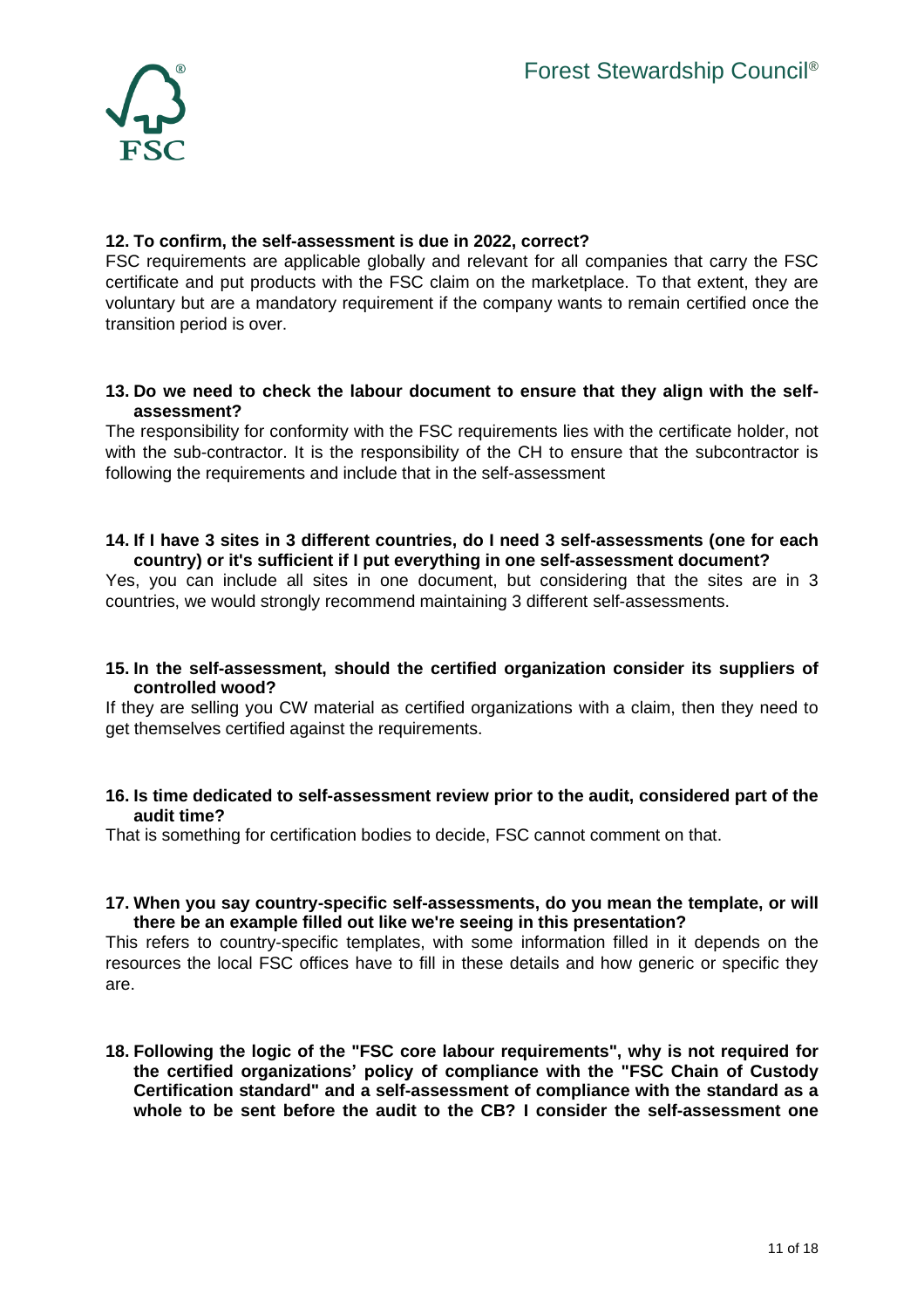**12. To confirm, the self-assessment is due in 2022, correct?**

FSC requirements are applicable globally and relevant for all companies that carry the FSC certificate and put products with the FSC claim on the marketplace. To that extent, they are voluntary but are a mandatory requirement if the company wants to remain certified once the transition period is over.

**13. Do we need to check the labour document to ensure that they align with the self-assessment?**

The responsibility for conformity with the FSC requirements lies with the certificate holder, not with the sub-contractor. It is the responsibility of the CH to ensure that the subcontractor is following the requirements and include that in the self-assessment

**14. If I have 3 sites in 3 different countries, do I need 3 self-assessments (one for each country) or it's sufficient if I put everything in one self-assessment document?**

Yes, you can include all sites in one document, but considering that the sites are in 3 countries, we would strongly recommend maintaining 3 different self-assessments.

**15. In the self-assessment, should the certified organization consider its suppliers of controlled wood?**

If they are selling you CW material as certified organizations with a claim, then they need to get themselves certified against the requirements.

**16. Is time dedicated to self-assessment review prior to the audit, considered part of the audit time?**

That is something for certification bodies to decide, FSC cannot comment on that.

**17. When you say country-specific self-assessments, do you mean the template, or will there be an example filled out like we're seeing in this presentation?**

This refers to country-specific templates, with some information filled in it depends on the resources the local FSC offices have to fill in these details and how generic or specific they are.

**18. Following the logic of the "FSC core labour requirements", why is not required for the certified organizations' policy of compliance with the "FSC Chain of Custody Certification standard" and a self-assessment of compliance with the standard as a whole to be sent before the audit to the CB? I consider the self-assessment one**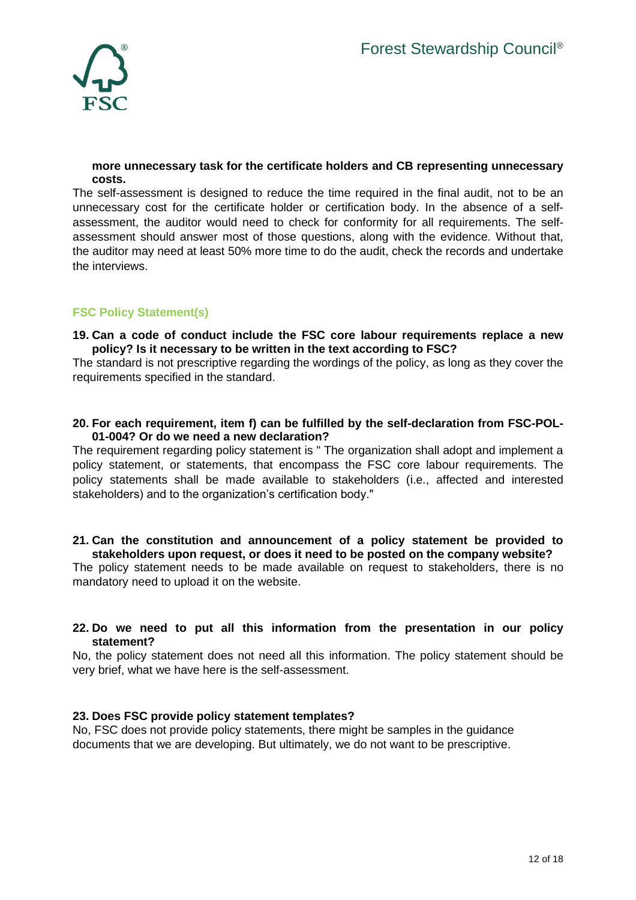**more unnecessary task for the certificate holders and CB representing unnecessary costs.**

The self-assessment is designed to reduce the time required in the final audit, not to be an unnecessary cost for the certificate holder or certification body. In the absence of a self-assessment, the auditor would need to check for conformity for all requirements. The self-assessment should answer most of those questions, along with the evidence. Without that, the auditor may need at least 50% more time to do the audit, check the records and undertake the interviews.

## FSC Policy Statement(s)

**19. Can a code of conduct include the FSC core labour requirements replace a new policy? Is it necessary to be written in the text according to FSC?**

The standard is not prescriptive regarding the wordings of the policy, as long as they cover the requirements specified in the standard.

**20. For each requirement, item f) can be fulfilled by the self-declaration from FSC-POL-01-004? Or do we need a new declaration?**

The requirement regarding policy statement is " The organization shall adopt and implement a policy statement, or statements, that encompass the FSC core labour requirements. The policy statements shall be made available to stakeholders (i.e., affected and interested stakeholders) and to the organization's certification body."

**21. Can the constitution and announcement of a policy statement be provided to stakeholders upon request, or does it need to be posted on the company website?**

The policy statement needs to be made available on request to stakeholders, there is no mandatory need to upload it on the website.

**22. Do we need to put all this information from the presentation in our policy statement?**

No, the policy statement does not need all this information. The policy statement should be very brief, what we have here is the self-assessment.

**23. Does FSC provide policy statement templates?**

No, FSC does not provide policy statements, there might be samples in the guidance documents that we are developing. But ultimately, we do not want to be prescriptive.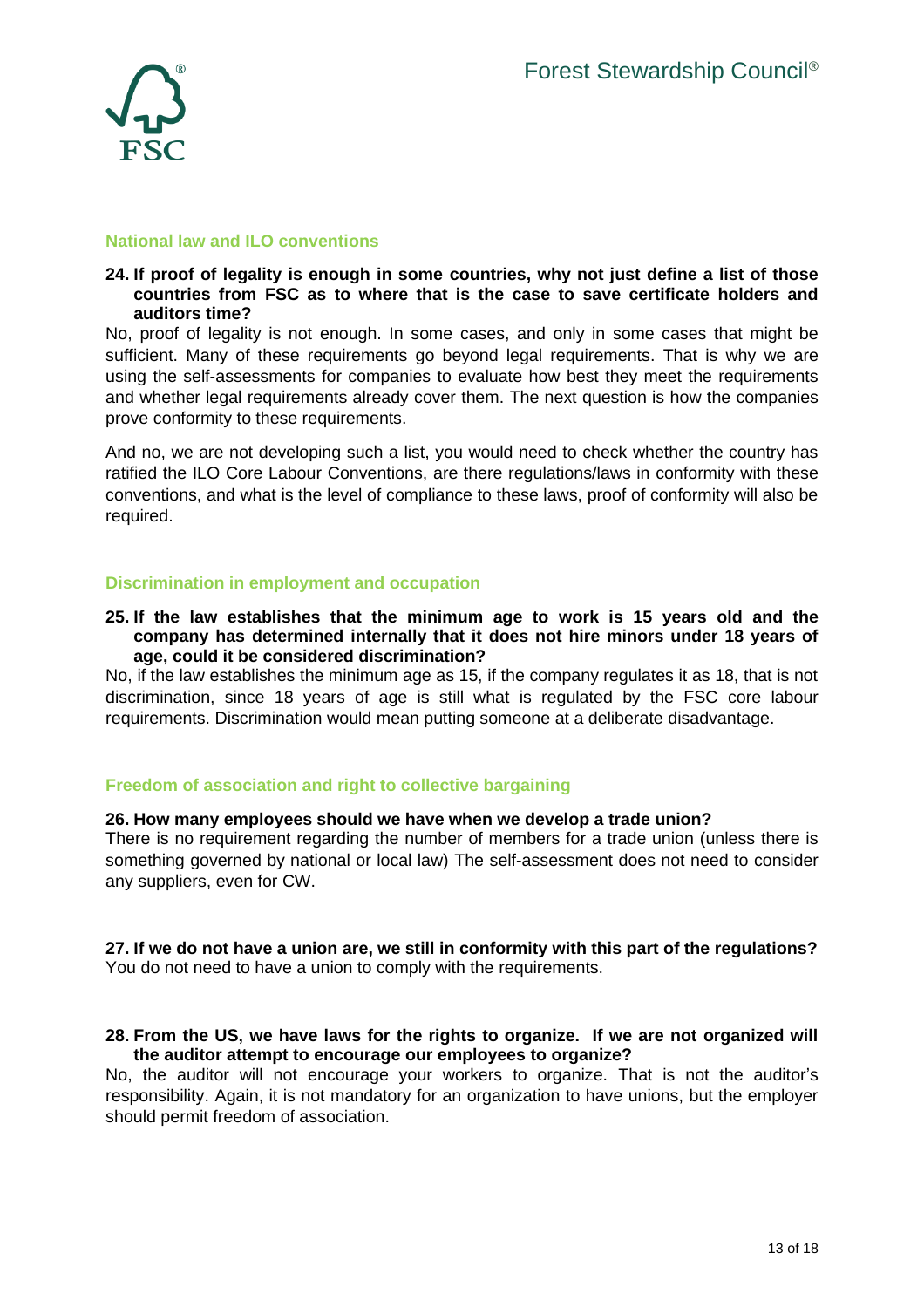## National law and ILO conventions

**24. If proof of legality is enough in some countries, why not just define a list of those countries from FSC as to where that is the case to save certificate holders and auditors time?**

No, proof of legality is not enough. In some cases, and only in some cases that might be sufficient. Many of these requirements go beyond legal requirements. That is why we are using the self-assessments for companies to evaluate how best they meet the requirements and whether legal requirements already cover them. The next question is how the companies prove conformity to these requirements.

And no, we are not developing such a list, you would need to check whether the country has ratified the ILO Core Labour Conventions, are there regulations/laws in conformity with these conventions, and what is the level of compliance to these laws, proof of conformity will also be required.

## Discrimination in employment and occupation

**25. If the law establishes that the minimum age to work is 15 years old and the company has determined internally that it does not hire minors under 18 years of age, could it be considered discrimination?**

No, if the law establishes the minimum age as 15, if the company regulates it as 18, that is not discrimination, since 18 years of age is still what is regulated by the FSC core labour requirements. Discrimination would mean putting someone at a deliberate disadvantage.

## Freedom of association and right to collective bargaining

**26. How many employees should we have when we develop a trade union?**

There is no requirement regarding the number of members for a trade union (unless there is something governed by national or local law) The self-assessment does not need to consider any suppliers, even for CW.

**27. If we do not have a union are, we still in conformity with this part of the regulations?**

You do not need to have a union to comply with the requirements.

**28. From the US, we have laws for the rights to organize. If we are not organized will the auditor attempt to encourage our employees to organize?**

No, the auditor will not encourage your workers to organize. That is not the auditor's responsibility. Again, it is not mandatory for an organization to have unions, but the employer should permit freedom of association.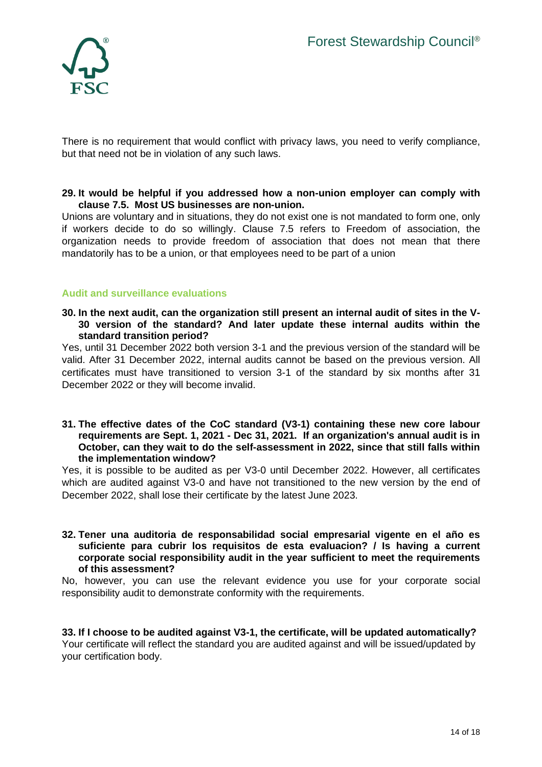There is no requirement that would conflict with privacy laws, you need to verify compliance, but that need not be in violation of any such laws.

**29. It would be helpful if you addressed how a non-union employer can comply with clause 7.5. Most US businesses are non-union.**

Unions are voluntary and in situations, they do not exist one is not mandated to form one, only if workers decide to do so willingly. Clause 7.5 refers to Freedom of association, the organization needs to provide freedom of association that does not mean that there mandatorily has to be a union, or that employees need to be part of a union

## Audit and surveillance evaluations

**30. In the next audit, can the organization still present an internal audit of sites in the V-30 version of the standard? And later update these internal audits within the standard transition period?**

Yes, until 31 December 2022 both version 3-1 and the previous version of the standard will be valid. After 31 December 2022, internal audits cannot be based on the previous version. All certificates must have transitioned to version 3-1 of the standard by six months after 31 December 2022 or they will become invalid.

**31. The effective dates of the CoC standard (V3-1) containing these new core labour requirements are Sept. 1, 2021 - Dec 31, 2021. If an organization's annual audit is in October, can they wait to do the self-assessment in 2022, since that still falls within the implementation window?**

Yes, it is possible to be audited as per V3-0 until December 2022. However, all certificates which are audited against V3-0 and have not transitioned to the new version by the end of December 2022, shall lose their certificate by the latest June 2023.

**32. Tener una auditoria de responsabilidad social empresarial vigente en el año es suficiente para cubrir los requisitos de esta evaluacion? / Is having a current corporate social responsibility audit in the year sufficient to meet the requirements of this assessment?**

No, however, you can use the relevant evidence you use for your corporate social responsibility audit to demonstrate conformity with the requirements.

**33. If I choose to be audited against V3-1, the certificate, will be updated automatically?**

Your certificate will reflect the standard you are audited against and will be issued/updated by your certification body.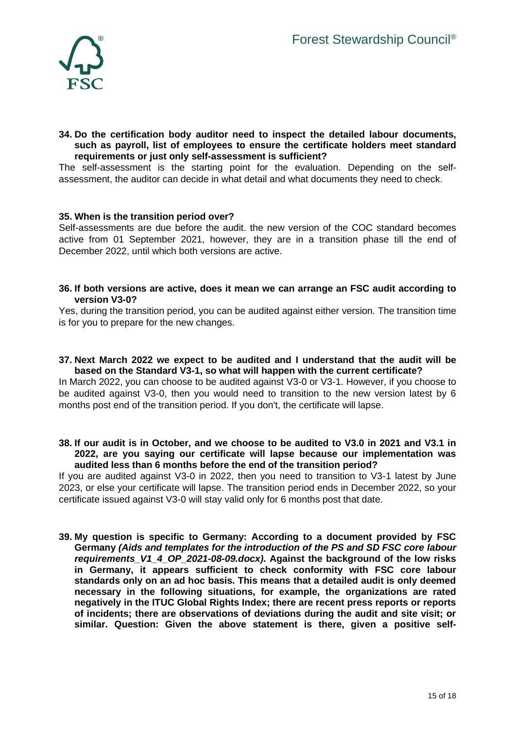**34. Do the certification body auditor need to inspect the detailed labour documents, such as payroll, list of employees to ensure the certificate holders meet standard requirements or just only self-assessment is sufficient?**

The self-assessment is the starting point for the evaluation. Depending on the self-assessment, the auditor can decide in what detail and what documents they need to check.

**35. When is the transition period over?**

Self-assessments are due before the audit. the new version of the COC standard becomes active from 01 September 2021, however, they are in a transition phase till the end of December 2022, until which both versions are active.

**36. If both versions are active, does it mean we can arrange an FSC audit according to version V3-0?**

Yes, during the transition period, you can be audited against either version. The transition time is for you to prepare for the new changes.

**37. Next March 2022 we expect to be audited and I understand that the audit will be based on the Standard V3-1, so what will happen with the current certificate?**

In March 2022, you can choose to be audited against V3-0 or V3-1. However, if you choose to be audited against V3-0, then you would need to transition to the new version latest by 6 months post end of the transition period. If you don't, the certificate will lapse.

**38. If our audit is in October, and we choose to be audited to V3.0 in 2021 and V3.1 in 2022, are you saying our certificate will lapse because our implementation was audited less than 6 months before the end of the transition period?**

If you are audited against V3-0 in 2022, then you need to transition to V3-1 latest by June 2023, or else your certificate will lapse. The transition period ends in December 2022, so your certificate issued against V3-0 will stay valid only for 6 months post that date.

**39. My question is specific to Germany: According to a document provided by FSC Germany *(Aids and templates for the introduction of the PS and SD FSC core labour requirements_V1_4_OP_2021-08-09.docx)*. Against the background of the low risks in Germany, it appears sufficient to check conformity with FSC core labour standards only on an ad hoc basis. This means that a detailed audit is only deemed necessary in the following situations, for example, the organizations are rated negatively in the ITUC Global Rights Index; there are recent press reports or reports of incidents; there are observations of deviations during the audit and site visit; or similar. Question: Given the above statement is there, given a positive self-**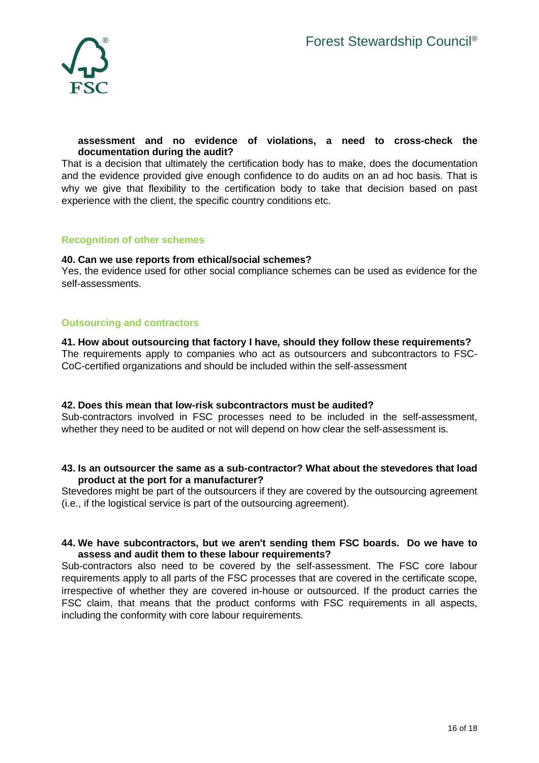**assessment and no evidence of violations, a need to cross-check the documentation during the audit?**

That is a decision that ultimately the certification body has to make, does the documentation and the evidence provided give enough confidence to do audits on an ad hoc basis. That is why we give that flexibility to the certification body to take that decision based on past experience with the client, the specific country conditions etc.

## Recognition of other schemes

**40. Can we use reports from ethical/social schemes?**

Yes, the evidence used for other social compliance schemes can be used as evidence for the self-assessments.

## Outsourcing and contractors

**41. How about outsourcing that factory I have, should they follow these requirements?**

The requirements apply to companies who act as outsourcers and subcontractors to FSC-CoC-certified organizations and should be included within the self-assessment

**42. Does this mean that low-risk subcontractors must be audited?**

Sub-contractors involved in FSC processes need to be included in the self-assessment, whether they need to be audited or not will depend on how clear the self-assessment is.

**43. Is an outsourcer the same as a sub-contractor? What about the stevedores that load product at the port for a manufacturer?**

Stevedores might be part of the outsourcers if they are covered by the outsourcing agreement (i.e., if the logistical service is part of the outsourcing agreement).

**44. We have subcontractors, but we aren't sending them FSC boards. Do we have to assess and audit them to these labour requirements?**

Sub-contractors also need to be covered by the self-assessment. The FSC core labour requirements apply to all parts of the FSC processes that are covered in the certificate scope, irrespective of whether they are covered in-house or outsourced. If the product carries the FSC claim, that means that the product conforms with FSC requirements in all aspects, including the conformity with core labour requirements.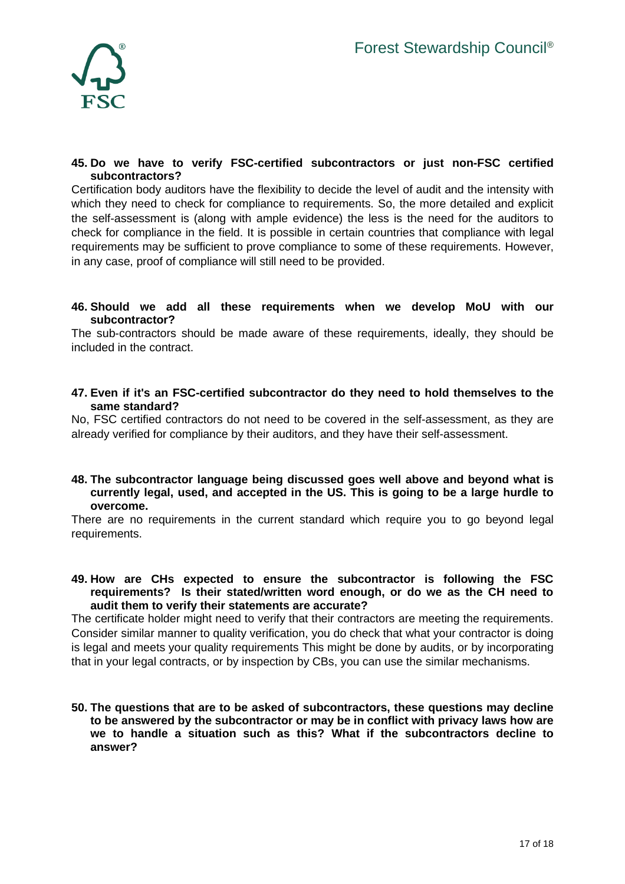**45. Do we have to verify FSC-certified subcontractors or just non-FSC certified subcontractors?**

Certification body auditors have the flexibility to decide the level of audit and the intensity with which they need to check for compliance to requirements. So, the more detailed and explicit the self-assessment is (along with ample evidence) the less is the need for the auditors to check for compliance in the field. It is possible in certain countries that compliance with legal requirements may be sufficient to prove compliance to some of these requirements. However, in any case, proof of compliance will still need to be provided.

**46. Should we add all these requirements when we develop MoU with our subcontractor?**

The sub-contractors should be made aware of these requirements, ideally, they should be included in the contract.

**47. Even if it's an FSC-certified subcontractor do they need to hold themselves to the same standard?**

No, FSC certified contractors do not need to be covered in the self-assessment, as they are already verified for compliance by their auditors, and they have their self-assessment.

**48. The subcontractor language being discussed goes well above and beyond what is currently legal, used, and accepted in the US. This is going to be a large hurdle to overcome.**

There are no requirements in the current standard which require you to go beyond legal requirements.

**49. How are CHs expected to ensure the subcontractor is following the FSC requirements? Is their stated/written word enough, or do we as the CH need to audit them to verify their statements are accurate?**

The certificate holder might need to verify that their contractors are meeting the requirements. Consider similar manner to quality verification, you do check that what your contractor is doing is legal and meets your quality requirements This might be done by audits, or by incorporating that in your legal contracts, or by inspection by CBs, you can use the similar mechanisms.

**50. The questions that are to be asked of subcontractors, these questions may decline to be answered by the subcontractor or may be in conflict with privacy laws how are we to handle a situation such as this? What if the subcontractors decline to answer?**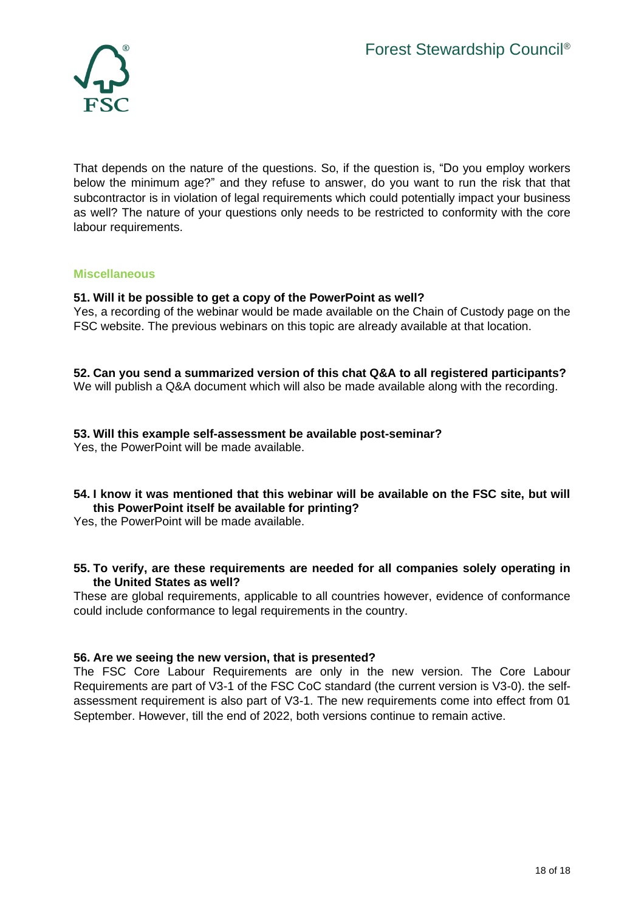That depends on the nature of the questions. So, if the question is, “Do you employ workers below the minimum age?” and they refuse to answer, do you want to run the risk that that subcontractor is in violation of legal requirements which could potentially impact your business as well? The nature of your questions only needs to be restricted to conformity with the core labour requirements.

### Miscellaneous

**51. Will it be possible to get a copy of the PowerPoint as well?**

Yes, a recording of the webinar would be made available on the Chain of Custody page on the FSC website. The previous webinars on this topic are already available at that location.

**52. Can you send a summarized version of this chat Q&A to all registered participants?**

We will publish a Q&A document which will also be made available along with the recording.

**53. Will this example self-assessment be available post-seminar?**

Yes, the PowerPoint will be made available.

**54. I know it was mentioned that this webinar will be available on the FSC site, but will this PowerPoint itself be available for printing?**

Yes, the PowerPoint will be made available.

**55. To verify, are these requirements are needed for all companies solely operating in the United States as well?**

These are global requirements, applicable to all countries however, evidence of conformance could include conformance to legal requirements in the country.

**56. Are we seeing the new version, that is presented?**

The FSC Core Labour Requirements are only in the new version. The Core Labour Requirements are part of V3-1 of the FSC CoC standard (the current version is V3-0). the self-assessment requirement is also part of V3-1. The new requirements come into effect from 01 September. However, till the end of 2022, both versions continue to remain active.